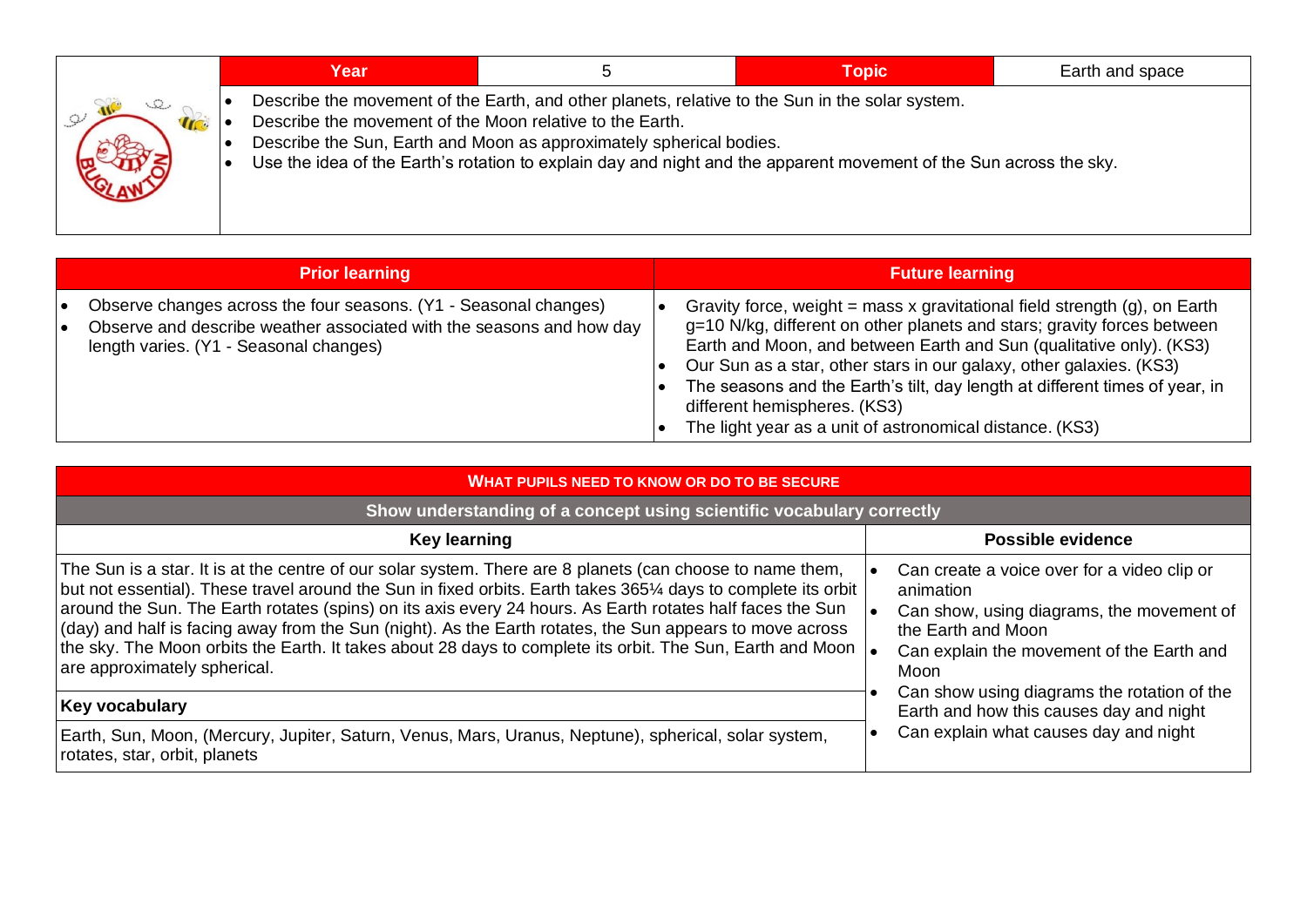| Year | 5 | Topic | Earth and space |
|---|---|---|---|

- Describe the movement of the Earth, and other planets, relative to the Sun in the solar system.
- Describe the movement of the Moon relative to the Earth.
- Describe the Sun, Earth and Moon as approximately spherical bodies.
- Use the idea of the Earth's rotation to explain day and night and the apparent movement of the Sun across the sky.

| Prior learning | Future learning |
|---|---|
| • Observe changes across the four seasons. (Y1 - Seasonal changes)<br>• Observe and describe weather associated with the seasons and how day length varies. (Y1 - Seasonal changes) | • Gravity force, weight = mass x gravitational field strength (g), on Earth g=10 N/kg, different on other planets and stars; gravity forces between Earth and Moon, and between Earth and Sun (qualitative only). (KS3)<br>• Our Sun as a star, other stars in our galaxy, other galaxies. (KS3)<br>• The seasons and the Earth's tilt, day length at different times of year, in different hemispheres. (KS3)<br>• The light year as a unit of astronomical distance. (KS3) |

## WHAT PUPILS NEED TO KNOW OR DO TO BE SECURE

### Show understanding of a concept using scientific vocabulary correctly

| Key learning | Possible evidence |
|---|---|
| The Sun is a star. It is at the centre of our solar system. There are 8 planets (can choose to name them, but not essential). These travel around the Sun in fixed orbits. Earth takes 365¼ days to complete its orbit around the Sun. The Earth rotates (spins) on its axis every 24 hours. As Earth rotates half faces the Sun (day) and half is facing away from the Sun (night). As the Earth rotates, the Sun appears to move across the sky. The Moon orbits the Earth. It takes about 28 days to complete its orbit. The Sun, Earth and Moon are approximately spherical.<br><br>**Key vocabulary**<br><br>Earth, Sun, Moon, (Mercury, Jupiter, Saturn, Venus, Mars, Uranus, Neptune), spherical, solar system, rotates, star, orbit, planets | • Can create a voice over for a video clip or animation<br>• Can show, using diagrams, the movement of the Earth and Moon<br>• Can explain the movement of the Earth and Moon<br>• Can show using diagrams the rotation of the Earth and how this causes day and night<br>• Can explain what causes day and night |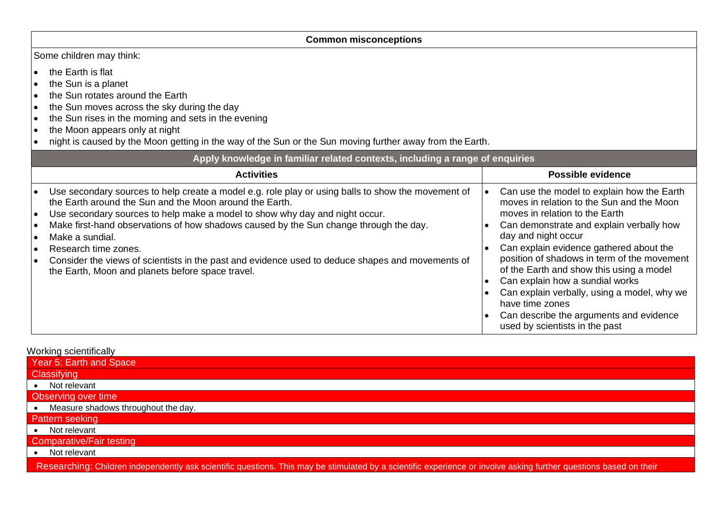## Common misconceptions

Some children may think:

- the Earth is flat
- the Sun is a planet
- the Sun rotates around the Earth
- the Sun moves across the sky during the day
- the Sun rises in the morning and sets in the evening
- the Moon appears only at night
- night is caused by the Moon getting in the way of the Sun or the Sun moving further away from the Earth.

## Apply knowledge in familiar related contexts, including a range of enquiries

| Activities | Possible evidence |
| --- | --- |
| • Use secondary sources to help create a model e.g. role play or using balls to show the movement of the Earth around the Sun and the Moon around the Earth.<br>• Use secondary sources to help make a model to show why day and night occur.<br>• Make first-hand observations of how shadows caused by the Sun change through the day.<br>• Make a sundial.<br>• Research time zones.<br>• Consider the views of scientists in the past and evidence used to deduce shapes and movements of the Earth, Moon and planets before space travel. | • Can use the model to explain how the Earth moves in relation to the Sun and the Moon moves in relation to the Earth<br>• Can demonstrate and explain verbally how day and night occur<br>• Can explain evidence gathered about the position of shadows in term of the movement of the Earth and show this using a model<br>• Can explain how a sundial works<br>• Can explain verbally, using a model, why we have time zones<br>• Can describe the arguments and evidence used by scientists in the past |

Working scientifically

| Year 5: Earth and Space |
| --- |
| **Classifying** |
| • Not relevant |
| **Observing over time** |
| • Measure shadows throughout the day. |
| **Pattern seeking** |
| • Not relevant |
| **Comparative/Fair testing** |
| • Not relevant |
| **Researching:** Children independently ask scientific questions. This may be stimulated by a scientific experience or involve asking further questions based on their |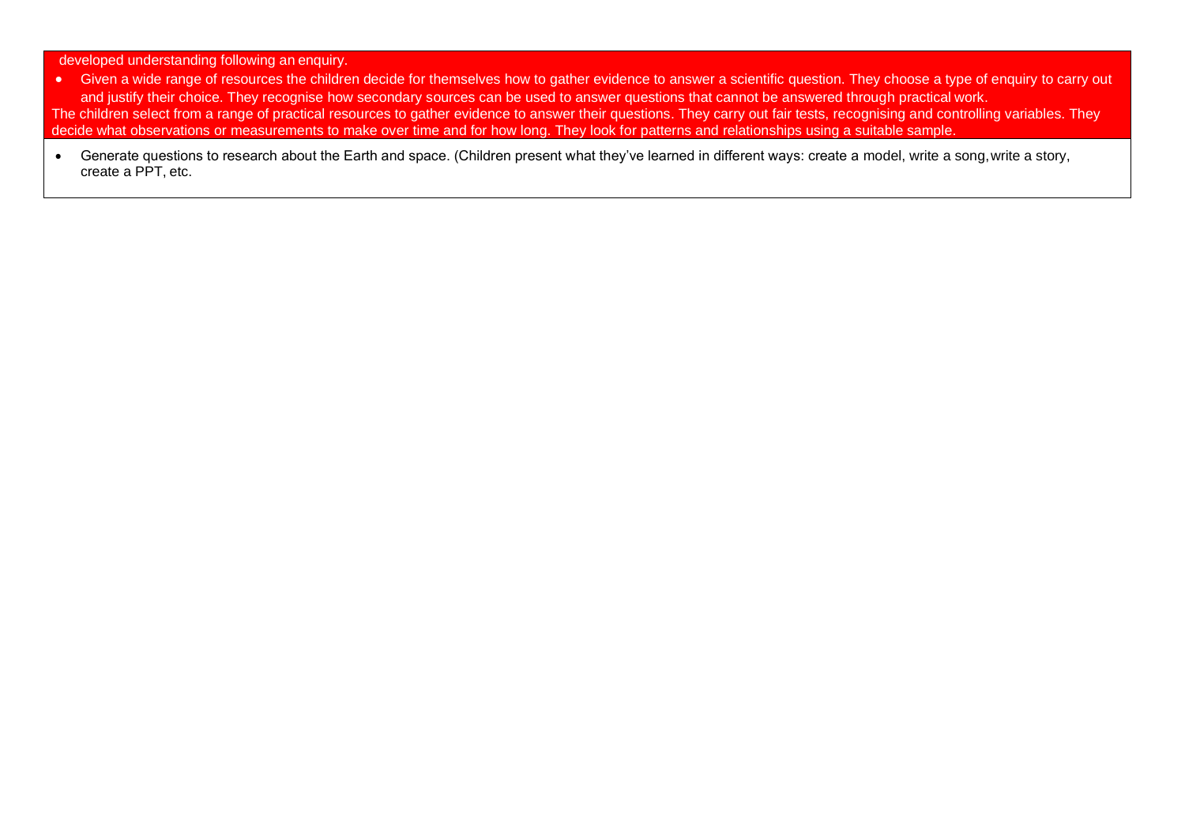developed understanding following an enquiry.

- Given a wide range of resources the children decide for themselves how to gather evidence to answer a scientific question. They choose a type of enquiry to carry out and justify their choice. They recognise how secondary sources can be used to answer questions that cannot be answered through practical work.

The children select from a range of practical resources to gather evidence to answer their questions. They carry out fair tests, recognising and controlling variables. They decide what observations or measurements to make over time and for how long. They look for patterns and relationships using a suitable sample.

- Generate questions to research about the Earth and space. (Children present what they've learned in different ways: create a model, write a song, write a story, create a PPT, etc.